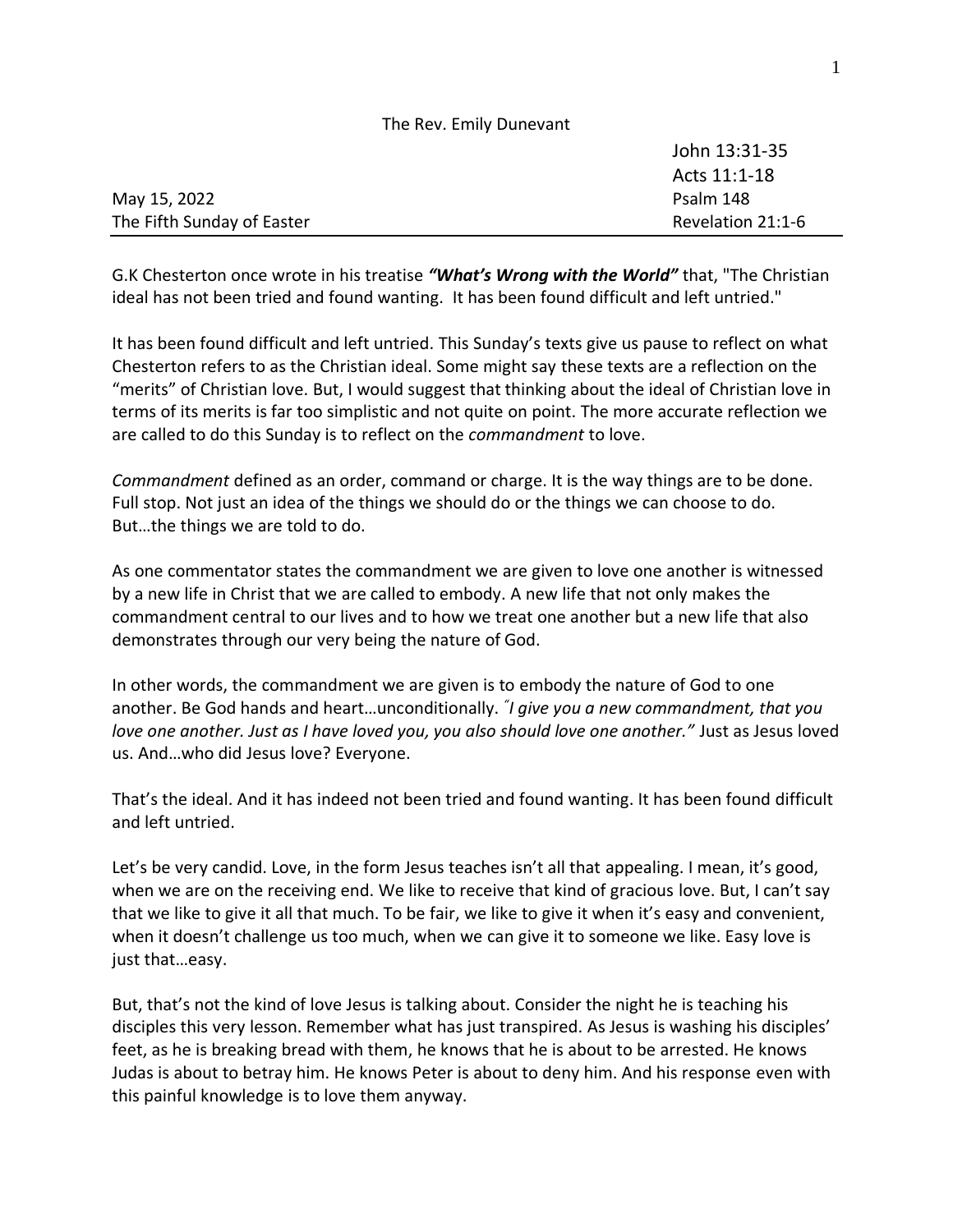The Rev. Emily Dunevant

May 15, 2022
The Fifth Sunday of Easter

John 13:31-35
Acts 11:1-18
Psalm 148
Revelation 21:1-6

---

G.K Chesterton once wrote in his treatise ***"What's Wrong with the World"*** that, "The Christian ideal has not been tried and found wanting. It has been found difficult and left untried."

It has been found difficult and left untried. This Sunday's texts give us pause to reflect on what Chesterton refers to as the Christian ideal. Some might say these texts are a reflection on the "merits" of Christian love. But, I would suggest that thinking about the ideal of Christian love in terms of its merits is far too simplistic and not quite on point. The more accurate reflection we are called to do this Sunday is to reflect on the *commandment* to love.

*Commandment* defined as an order, command or charge. It is the way things are to be done. Full stop. Not just an idea of the things we should do or the things we can choose to do. But…the things we are told to do.

As one commentator states the commandment we are given to love one another is witnessed by a new life in Christ that we are called to embody. A new life that not only makes the commandment central to our lives and to how we treat one another but a new life that also demonstrates through our very being the nature of God.

In other words, the commandment we are given is to embody the nature of God to one another. Be God hands and heart…unconditionally. *"I give you a new commandment, that you love one another. Just as I have loved you, you also should love one another."* Just as Jesus loved us. And…who did Jesus love? Everyone.

That's the ideal. And it has indeed not been tried and found wanting. It has been found difficult and left untried.

Let's be very candid. Love, in the form Jesus teaches isn't all that appealing. I mean, it's good, when we are on the receiving end. We like to receive that kind of gracious love. But, I can't say that we like to give it all that much. To be fair, we like to give it when it's easy and convenient, when it doesn't challenge us too much, when we can give it to someone we like. Easy love is just that…easy.

But, that's not the kind of love Jesus is talking about. Consider the night he is teaching his disciples this very lesson. Remember what has just transpired. As Jesus is washing his disciples' feet, as he is breaking bread with them, he knows that he is about to be arrested. He knows Judas is about to betray him. He knows Peter is about to deny him. And his response even with this painful knowledge is to love them anyway.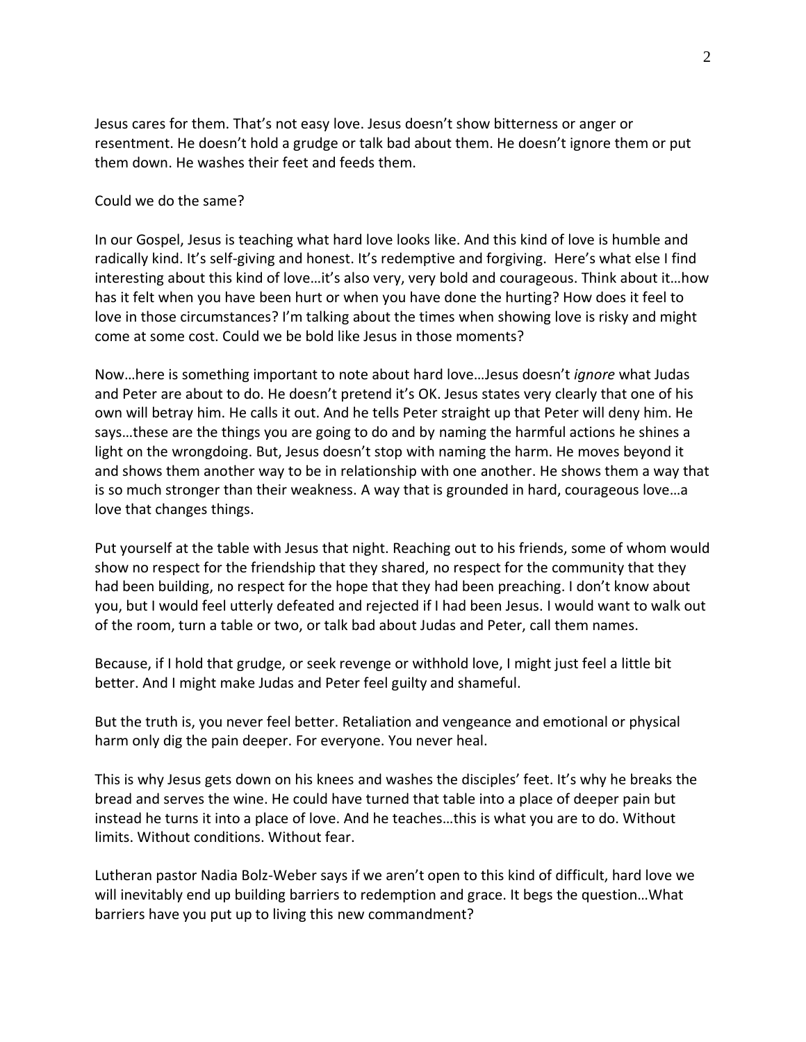Jesus cares for them. That's not easy love. Jesus doesn't show bitterness or anger or resentment. He doesn't hold a grudge or talk bad about them. He doesn't ignore them or put them down. He washes their feet and feeds them.

Could we do the same?

In our Gospel, Jesus is teaching what hard love looks like. And this kind of love is humble and radically kind. It's self-giving and honest. It's redemptive and forgiving. Here's what else I find interesting about this kind of love…it's also very, very bold and courageous. Think about it…how has it felt when you have been hurt or when you have done the hurting? How does it feel to love in those circumstances? I'm talking about the times when showing love is risky and might come at some cost. Could we be bold like Jesus in those moments?

Now…here is something important to note about hard love…Jesus doesn't *ignore* what Judas and Peter are about to do. He doesn't pretend it's OK. Jesus states very clearly that one of his own will betray him. He calls it out. And he tells Peter straight up that Peter will deny him. He says…these are the things you are going to do and by naming the harmful actions he shines a light on the wrongdoing. But, Jesus doesn't stop with naming the harm. He moves beyond it and shows them another way to be in relationship with one another. He shows them a way that is so much stronger than their weakness. A way that is grounded in hard, courageous love…a love that changes things.

Put yourself at the table with Jesus that night. Reaching out to his friends, some of whom would show no respect for the friendship that they shared, no respect for the community that they had been building, no respect for the hope that they had been preaching. I don't know about you, but I would feel utterly defeated and rejected if I had been Jesus. I would want to walk out of the room, turn a table or two, or talk bad about Judas and Peter, call them names.

Because, if I hold that grudge, or seek revenge or withhold love, I might just feel a little bit better. And I might make Judas and Peter feel guilty and shameful.

But the truth is, you never feel better. Retaliation and vengeance and emotional or physical harm only dig the pain deeper. For everyone. You never heal.

This is why Jesus gets down on his knees and washes the disciples' feet. It's why he breaks the bread and serves the wine. He could have turned that table into a place of deeper pain but instead he turns it into a place of love. And he teaches…this is what you are to do. Without limits. Without conditions. Without fear.

Lutheran pastor Nadia Bolz-Weber says if we aren't open to this kind of difficult, hard love we will inevitably end up building barriers to redemption and grace. It begs the question…What barriers have you put up to living this new commandment?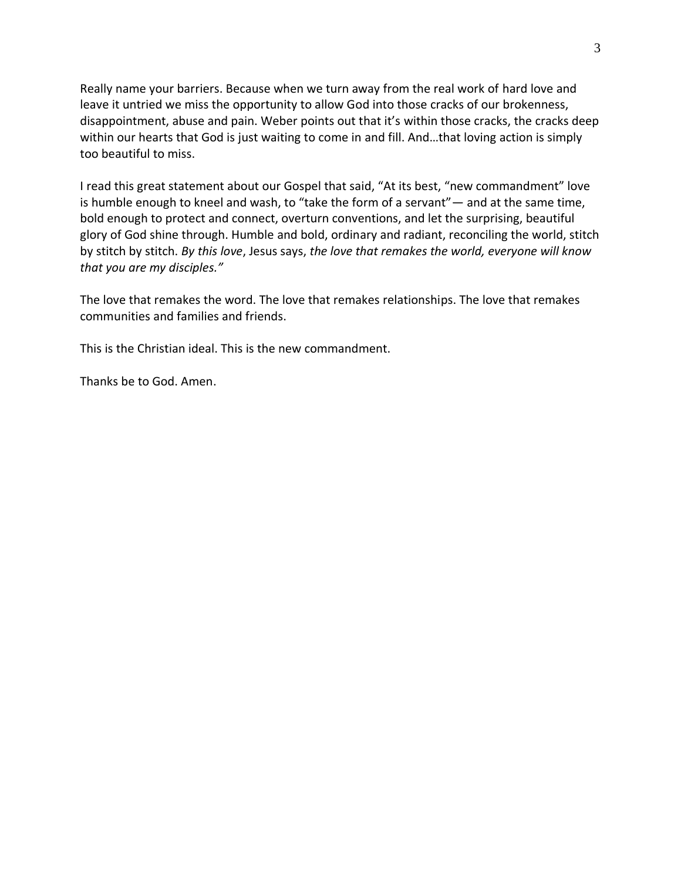Really name your barriers. Because when we turn away from the real work of hard love and leave it untried we miss the opportunity to allow God into those cracks of our brokenness, disappointment, abuse and pain. Weber points out that it's within those cracks, the cracks deep within our hearts that God is just waiting to come in and fill. And…that loving action is simply too beautiful to miss.

I read this great statement about our Gospel that said, "At its best, "new commandment" love is humble enough to kneel and wash, to "take the form of a servant"— and at the same time, bold enough to protect and connect, overturn conventions, and let the surprising, beautiful glory of God shine through. Humble and bold, ordinary and radiant, reconciling the world, stitch by stitch by stitch. *By this love*, Jesus says, *the love that remakes the world, everyone will know that you are my disciples."*

The love that remakes the word. The love that remakes relationships. The love that remakes communities and families and friends.

This is the Christian ideal. This is the new commandment.

Thanks be to God. Amen.